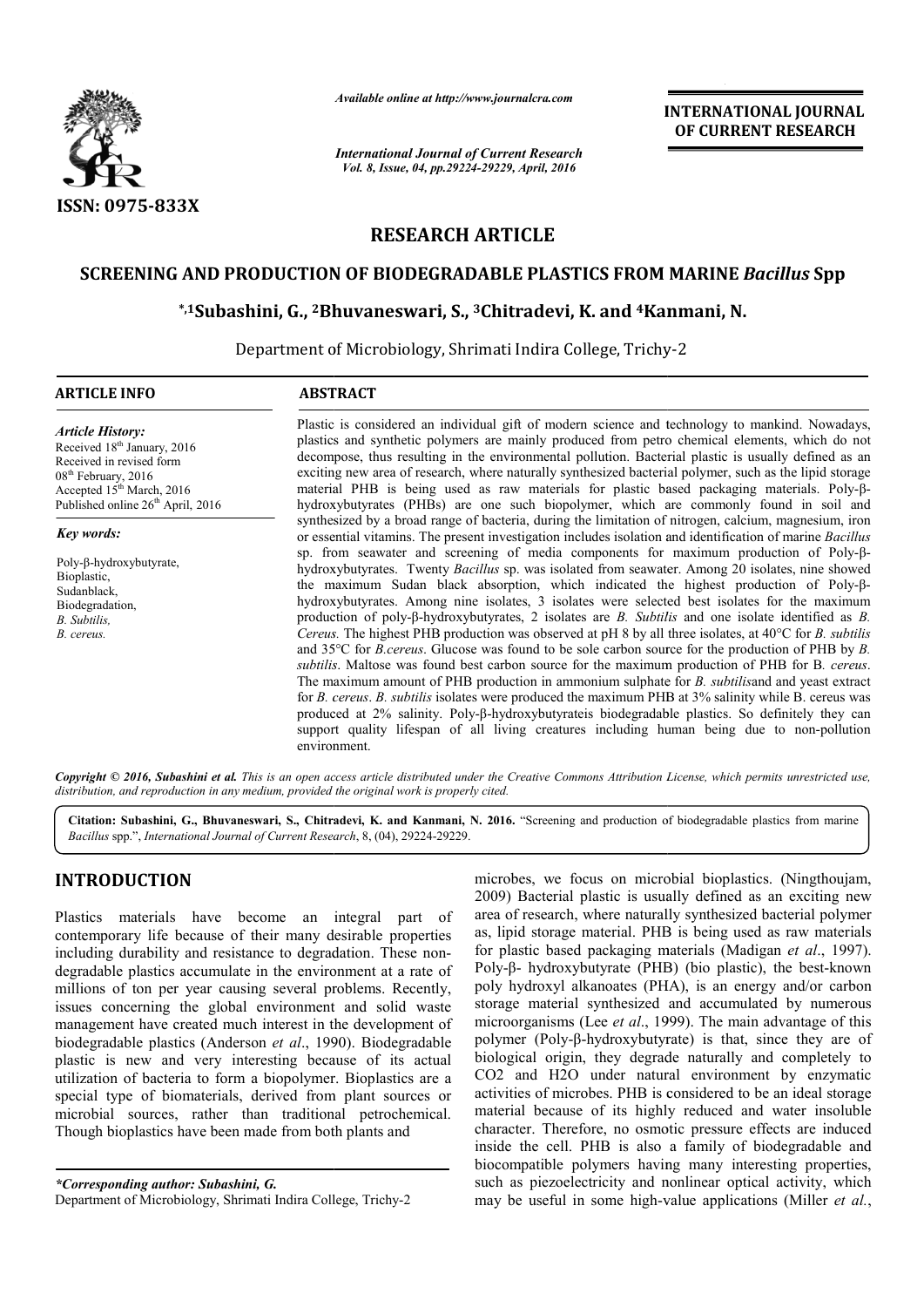*Available online at http://www.journalcra.com*

*International Journal of Current Research*
*Vol. 8, Issue, 04, pp.29224-29229, April, 2016*

**INTERNATIONAL JOURNAL OF CURRENT RESEARCH**

ISSN: 0975-833X

# RESEARCH ARTICLE

## SCREENING AND PRODUCTION OF BIODEGRADABLE PLASTICS FROM MARINE *Bacillus* Spp

**\*,1Subashini, G., 2Bhuvaneswari, S., 3Chitradevi, K. and 4Kanmani, N.**

Department of Microbiology, Shrimati Indira College, Trichy-2

### ARTICLE INFO

*Article History:*
Received 18th January, 2016
Received in revised form
08th February, 2016
Accepted 15th March, 2016
Published online 26th April, 2016

*Key words:*
Poly-β-hydroxybutyrate,
Bioplastic,
Sudanblack,
Biodegradation,
*B. Subtilis,*
*B. cereus.*

### ABSTRACT

Plastic is considered an individual gift of modern science and technology to mankind. Nowadays, plastics and synthetic polymers are mainly produced from petro chemical elements, which do not decompose, thus resulting in the environmental pollution. Bacterial plastic is usually defined as an exciting new area of research, where naturally synthesized bacterial polymer, such as the lipid storage material PHB is being used as raw materials for plastic based packaging materials. Poly-β-hydroxybutyrates (PHBs) are one such biopolymer, which are commonly found in soil and synthesized by a broad range of bacteria, during the limitation of nitrogen, calcium, magnesium, iron or essential vitamins. The present investigation includes isolation and identification of marine *Bacillus* sp. from seawater and screening of media components for maximum production of Poly-β-hydroxybutyrates. Twenty *Bacillus* sp. was isolated from seawater. Among 20 isolates, nine showed the maximum Sudan black absorption, which indicated the highest production of Poly-β-hydroxybutyrates. Among nine isolates, 3 isolates were selected best isolates for the maximum production of poly-β-hydroxybutyrates, 2 isolates are *B. Subtilis* and one isolate identified as *B. Cereus.* The highest PHB production was observed at pH 8 by all three isolates, at 40°C for *B. subtilis* and 35°C for *B.cereus*. Glucose was found to be sole carbon source for the production of PHB by *B. subtilis*. Maltose was found best carbon source for the maximum production of PHB for B*. cereus*. The maximum amount of PHB production in ammonium sulphate for *B. subtilis*and and yeast extract for *B. cereus*. *B. subtilis* isolates were produced the maximum PHB at 3% salinity while B. cereus was produced at 2% salinity. Poly-β-hydroxybutyrateis biodegradable plastics. So definitely they can support quality lifespan of all living creatures including human being due to non-pollution environment.

*Copyright © 2016, Subashini et al. This is an open access article distributed under the Creative Commons Attribution License, which permits unrestricted use, distribution, and reproduction in any medium, provided the original work is properly cited.*

**Citation: Subashini, G., Bhuvaneswari, S., Chitradevi, K. and Kanmani, N. 2016.** "Screening and production of biodegradable plastics from marine *Bacillus* spp.", *International Journal of Current Research*, 8, (04), 29224-29229.

## INTRODUCTION

Plastics materials have become an integral part of contemporary life because of their many desirable properties including durability and resistance to degradation. These non-degradable plastics accumulate in the environment at a rate of millions of ton per year causing several problems. Recently, issues concerning the global environment and solid waste management have created much interest in the development of biodegradable plastics (Anderson *et al*., 1990). Biodegradable plastic is new and very interesting because of its actual utilization of bacteria to form a biopolymer. Bioplastics are a special type of biomaterials, derived from plant sources or microbial sources, rather than traditional petrochemical. Though bioplastics have been made from both plants and microbes, we focus on microbial bioplastics. (Ningthoujam, 2009) Bacterial plastic is usually defined as an exciting new area of research, where naturally synthesized bacterial polymer as, lipid storage material. PHB is being used as raw materials for plastic based packaging materials (Madigan *et al*., 1997). Poly-β- hydroxybutyrate (PHB) (bio plastic), the best-known poly hydroxyl alkanoates (PHA), is an energy and/or carbon storage material synthesized and accumulated by numerous microorganisms (Lee *et al*., 1999). The main advantage of this polymer (Poly-β-hydroxybutyrate) is that, since they are of biological origin, they degrade naturally and completely to $CO_2$ and $H_2O$ under natural environment by enzymatic activities of microbes. PHB is considered to be an ideal storage material because of its highly reduced and water insoluble character. Therefore, no osmotic pressure effects are induced inside the cell. PHB is also a family of biodegradable and biocompatible polymers having many interesting properties, such as piezoelectricity and nonlinear optical activity, which may be useful in some high-value applications (Miller *et al.*,

*\*Corresponding author: Subashini, G.*
Department of Microbiology, Shrimati Indira College, Trichy-2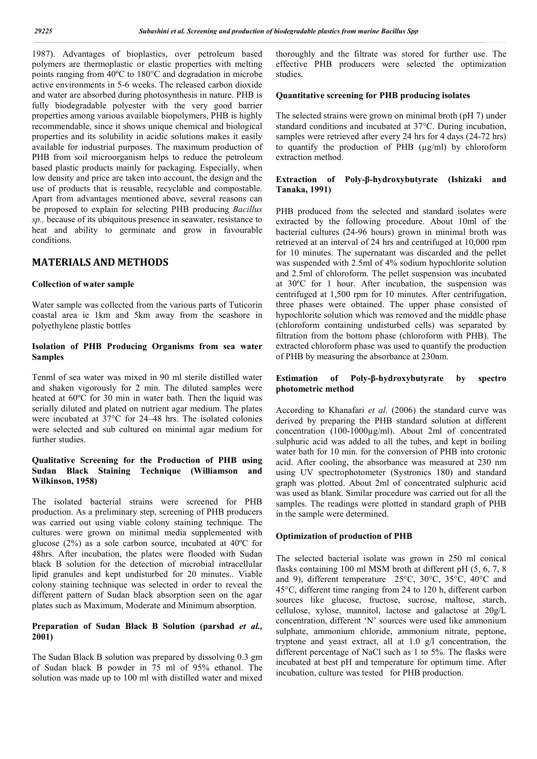1987). Advantages of bioplastics, over petroleum based polymers are thermoplastic or elastic properties with melting points ranging from 40ºC to 180°C and degradation in microbe active environments in 5-6 weeks. The released carbon dioxide and water are absorbed during photosynthesis in nature. PHB is fully biodegradable polyester with the very good barrier properties among various available biopolymers, PHB is highly recommendable, since it shows unique chemical and biological properties and its solubility in acidic solutions makes it easily available for industrial purposes. The maximum production of PHB from soil microorganism helps to reduce the petroleum based plastic products mainly for packaging. Especially, when low density and price are taken into account, the design and the use of products that is reusable, recyclable and compostable. Apart from advantages mentioned above, several reasons can be proposed to explain for selecting PHB producing *Bacillus sp.,* because of its ubiquitous presence in seawater, resistance to heat and ability to germinate and grow in favourable conditions.

# MATERIALS AND METHODS

### Collection of water sample

Water sample was collected from the various parts of Tuticorin coastal area ie 1km and 5km away from the seashore in polyethylene plastic bottles

### Isolation of PHB Producing Organisms from sea water Samples

Tenml of sea water was mixed in 90 ml sterile distilled water and shaken vigorously for 2 min. The diluted samples were heated at 60ºC for 30 min in water bath. Then the liquid was serially diluted and plated on nutrient agar medium. The plates were incubated at 37°C for 24–48 hrs. The isolated colonies were selected and sub cultured on minimal agar medium for further studies.

### Qualitative Screening for the Production of PHB using Sudan Black Staining Technique (Williamson and Wilkinson, 1958)

The isolated bacterial strains were screened for PHB production. As a preliminary step, screening of PHB producers was carried out using viable colony staining technique. The cultures were grown on minimal media supplemented with glucose (2%) as a sole carbon source, incubated at 40ºC for 48hrs. After incubation, the plates were flooded with Sudan black B solution for the detection of microbial intracellular lipid granules and kept undisturbed for 20 minutes.. Viable colony staining technique was selected in order to reveal the different pattern of Sudan black absorption seen on the agar plates such as Maximum, Moderate and Minimum absorption.

### Preparation of Sudan Black B Solution (parshad *et al.,* 2001)

The Sudan Black B solution was prepared by dissolving 0.3 gm of Sudan black B powder in 75 ml of 95% ethanol. The solution was made up to 100 ml with distilled water and mixed thoroughly and the filtrate was stored for further use. The effective PHB producers were selected the optimization studies.

### Quantitative screening for PHB producing isolates

The selected strains were grown on minimal broth (pH 7) under standard conditions and incubated at 37°C. During incubation, samples were retrieved after every 24 hrs for 4 days (24-72 hrs) to quantify the production of PHB (µg/ml) by chloroform extraction method.

### Extraction of Poly-β-hydroxybutyrate (Ishizaki and Tanaka, 1991)

PHB produced from the selected and standard isolates were extracted by the following procedure. About 10ml of the bacterial cultures (24-96 hours) grown in minimal broth was retrieved at an interval of 24 hrs and centrifuged at 10,000 rpm for 10 minutes. The supernatant was discarded and the pellet was suspended with 2.5ml of 4% sodium hypochlorite solution and 2.5ml of chloroform. The pellet suspension was incubated at 30ºC for 1 hour. After incubation, the suspension was centrifuged at 1,500 rpm for 10 minutes. After centrifugation, three phases were obtained. The upper phase consisted of hypochlorite solution which was removed and the middle phase (chloroform containing undisturbed cells) was separated by filtration from the bottom phase (chloroform with PHB). The extracted chloroform phase was used to quantify the production of PHB by measuring the absorbance at 230nm.

### Estimation of Poly-β-hydroxybutyrate by spectro photometric method

According to Khanafari *et al.* (2006) the standard curve was derived by preparing the PHB standard solution at different concentration (100-1000µg/ml). About 2ml of concentrated sulphuric acid was added to all the tubes, and kept in boiling water bath for 10 min. for the conversion of PHB into crotonic acid. After cooling, the absorbance was measured at 230 nm using UV spectrophotometer (Systronics 180) and standard graph was plotted. About 2ml of concentrated sulphuric acid was used as blank. Similar procedure was carried out for all the samples. The readings were plotted in standard graph of PHB in the sample were determined.

### Optimization of production of PHB

The selected bacterial isolate was grown in 250 ml conical flasks containing 100 ml MSM broth at different pH (5, 6, 7, 8 and 9), different temperature 25°C, 30°C, 35°C, 40°C and 45°C, different time ranging from 24 to 120 h, different carbon sources like glucose, fructose, sucrose, maltose, starch, cellulose, xylose, mannitol, lactose and galactose at 20g/L concentration, different 'N' sources were used like ammonium sulphate, ammonium chloride, ammonium nitrate, peptone, tryptone and yeast extract, all at 1.0 g/l concentration, the different percentage of NaCl such as 1 to 5%. The flasks were incubated at best pH and temperature for optimum time. After incubation, culture was tested for PHB production.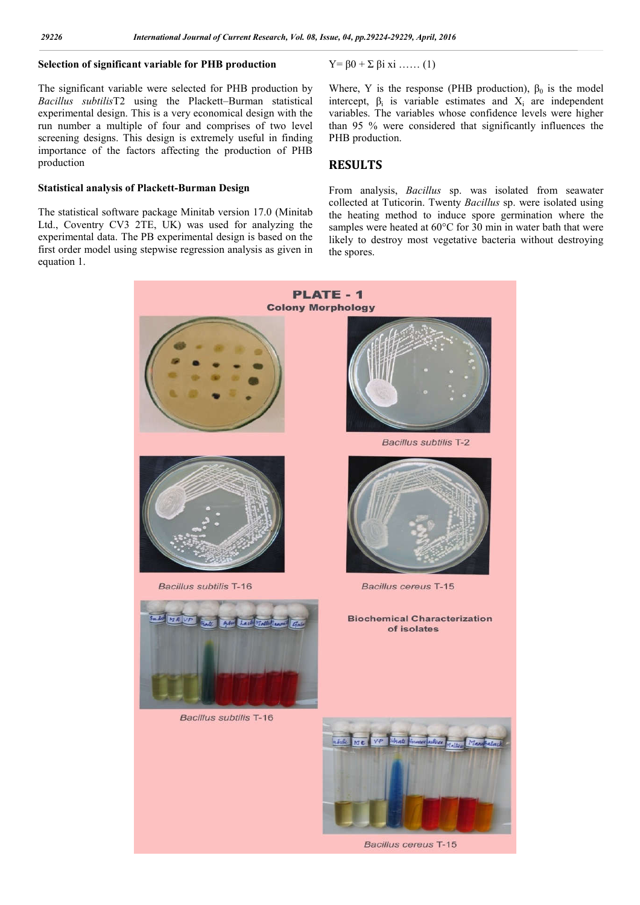### Selection of significant variable for PHB production

The significant variable were selected for PHB production by *Bacillus subtilis*T2 using the Plackett–Burman statistical experimental design. This is a very economical design with the run number a multiple of four and comprises of two level screening designs. This design is extremely useful in finding importance of the factors affecting the production of PHB production

### Statistical analysis of Plackett-Burman Design

The statistical software package Minitab version 17.0 (Minitab Ltd., Coventry CV3 2TE, UK) was used for analyzing the experimental data. The PB experimental design is based on the first order model using stepwise regression analysis as given in equation 1.

$$Y = \beta 0 + \Sigma \beta i \, xi \;\ldots\ldots\; (1)$$

Where, Y is the response (PHB production), $\beta_0$ is the model intercept, $\beta_i$ is variable estimates and $X_i$ are independent variables. The variables whose confidence levels were higher than 95 % were considered that significantly influences the PHB production.

## RESULTS

From analysis, *Bacillus* sp. was isolated from seawater collected at Tuticorin. Twenty *Bacillus* sp. were isolated using the heating method to induce spore germination where the samples were heated at 60°C for 30 min in water bath that were likely to destroy most vegetative bacteria without destroying the spores.

PLATE - 1

Colony Morphology

*Bacillus subtilis* T-2

*Bacillus subtilis* T-16

*Bacillus cereus* T-15

Biochemical Characterization of isolates

*Bacillus subtilis* T-16

*Bacillus cereus* T-15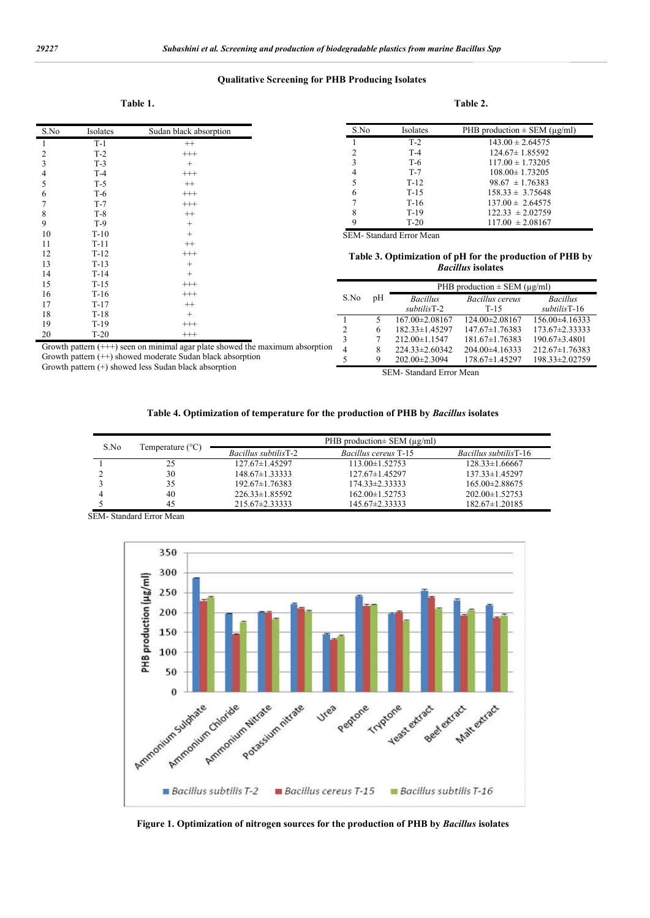### Qualitative Screening for PHB Producing Isolates

**Table 1.**

| S.No | Isolates | Sudan black absorption |
|---|---|---|
| 1 | T-1 | ++ |
| 2 | T-2 | +++ |
| 3 | T-3 | + |
| 4 | T-4 | +++ |
| 5 | T-5 | ++ |
| 6 | T-6 | +++ |
| 7 | T-7 | +++ |
| 8 | T-8 | ++ |
| 9 | T-9 | + |
| 10 | T-10 | + |
| 11 | T-11 | ++ |
| 12 | T-12 | +++ |
| 13 | T-13 | + |
| 14 | T-14 | + |
| 15 | T-15 | +++ |
| 16 | T-16 | +++ |
| 17 | T-17 | ++ |
| 18 | T-18 | + |
| 19 | T-19 | +++ |
| 20 | T-20 | +++ |

Growth pattern (+++) seen on minimal agar plate showed the maximum absorption
Growth pattern (++) showed moderate Sudan black absorption
Growth pattern (+) showed less Sudan black absorption

**Table 2.**

| S.No | Isolates | PHB production ± SEM (μg/ml) |
|---|---|---|
| 1 | T-2 | 143.00 ± 2.64575 |
| 2 | T-4 | 124.67± 1.85592 |
| 3 | T-6 | 117.00 ± 1.73205 |
| 4 | T-7 | 108.00± 1.73205 |
| 5 | T-12 | 98.67 ± 1.76383 |
| 6 | T-15 | 158.33 ± 3.75648 |
| 7 | T-16 | 137.00 ± 2.64575 |
| 8 | T-19 | 122.33 ± 2.02759 |
| 9 | T-20 | 117.00 ± 2.08167 |

SEM- Standard Error Mean

**Table 3. Optimization of pH for the production of PHB by *Bacillus* isolates**

| S.No | pH | PHB production ± SEM (μg/ml) | | |
|---|---|---|---|---|
| | | *Bacillus subtilis* T-2 | *Bacillus cereus* T-15 | *Bacillus subtilis* T-16 |
| 1 | 5 | 167.00±2.08167 | 124.00±2.08167 | 156.00±4.16333 |
| 2 | 6 | 182.33±1.45297 | 147.67±1.76383 | 173.67±2.33333 |
| 3 | 7 | 212.00±1.1547 | 181.67±1.76383 | 190.67±3.4801 |
| 4 | 8 | 224.33±2.60342 | 204.00±4.16333 | 212.67±1.76383 |
| 5 | 9 | 202.00±2.3094 | 178.67±1.45297 | 198.33±2.02759 |

SEM- Standard Error Mean

**Table 4. Optimization of temperature for the production of PHB by *Bacillus* isolates**

| S.No | Temperature (°C) | PHB production± SEM (μg/ml) | | |
|---|---|---|---|---|
| | | *Bacillus subtilis* T-2 | *Bacillus cereus* T-15 | *Bacillus subtilis* T-16 |
| 1 | 25 | 127.67±1.45297 | 113.00±1.52753 | 128.33±1.66667 |
| 2 | 30 | 148.67±1.33333 | 127.67±1.45297 | 137.33±1.45297 |
| 3 | 35 | 192.67±1.76383 | 174.33±2.33333 | 165.00±2.88675 |
| 4 | 40 | 226.33±1.85592 | 162.00±1.52753 | 202.00±1.52753 |
| 5 | 45 | 215.67±2.33333 | 145.67±2.33333 | 182.67±1.20185 |

SEM- Standard Error Mean

**Figure 1. Optimization of nitrogen sources for the production of PHB by *Bacillus* isolates**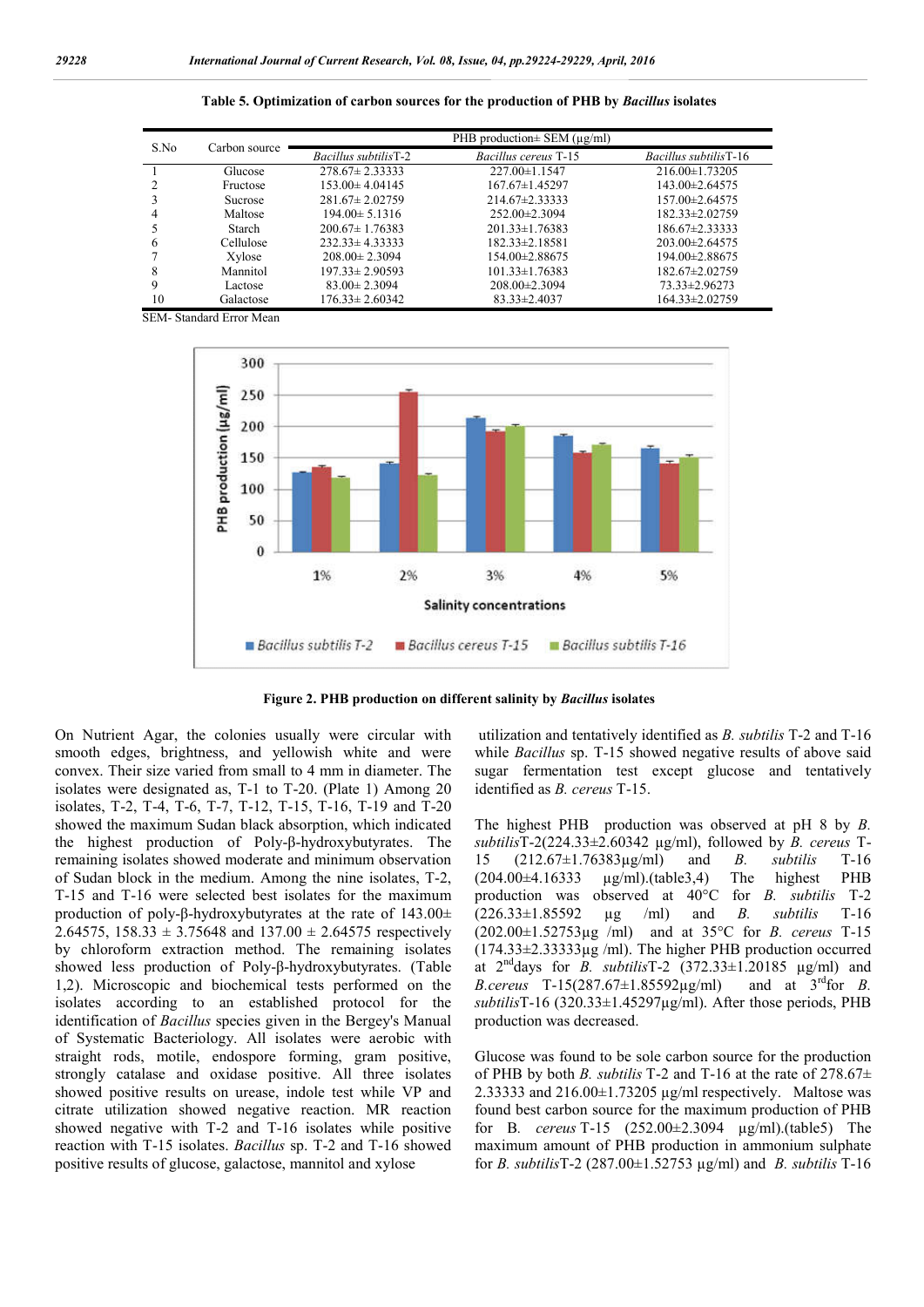**Table 5. Optimization of carbon sources for the production of PHB by *Bacillus* isolates**

| S.No | Carbon source | PHB production± SEM (µg/ml) | | |
|---|---|---|---|---|
| | | *Bacillus subtilis*T-2 | *Bacillus cereus* T-15 | *Bacillus subtilis*T-16 |
| 1 | Glucose | 278.67± 2.33333 | 227.00±1.1547 | 216.00±1.73205 |
| 2 | Fructose | 153.00± 4.04145 | 167.67±1.45297 | 143.00±2.64575 |
| 3 | Sucrose | 281.67± 2.02759 | 214.67±2.33333 | 157.00±2.64575 |
| 4 | Maltose | 194.00± 5.1316 | 252.00±2.3094 | 182.33±2.02759 |
| 5 | Starch | 200.67± 1.76383 | 201.33±1.76383 | 186.67±2.33333 |
| 6 | Cellulose | 232.33± 4.33333 | 182.33±2.18581 | 203.00±2.64575 |
| 7 | Xylose | 208.00± 2.3094 | 154.00±2.88675 | 194.00±2.88675 |
| 8 | Mannitol | 197.33± 2.90593 | 101.33±1.76383 | 182.67±2.02759 |
| 9 | Lactose | 83.00± 2.3094 | 208.00±2.3094 | 73.33±2.96273 |
| 10 | Galactose | 176.33± 2.60342 | 83.33±2.4037 | 164.33±2.02759 |

SEM- Standard Error Mean

**Figure 2. PHB production on different salinity by *Bacillus* isolates**

On Nutrient Agar, the colonies usually were circular with smooth edges, brightness, and yellowish white and were convex. Their size varied from small to 4 mm in diameter. The isolates were designated as, T-1 to T-20. (Plate 1) Among 20 isolates, T-2, T-4, T-6, T-7, T-12, T-15, T-16, T-19 and T-20 showed the maximum Sudan black absorption, which indicated the highest production of Poly-β-hydroxybutyrates. The remaining isolates showed moderate and minimum observation of Sudan block in the medium. Among the nine isolates, T-2, T-15 and T-16 were selected best isolates for the maximum production of poly-β-hydroxybutyrates at the rate of 143.00± 2.64575, 158.33 ± 3.75648 and 137.00 ± 2.64575 respectively by chloroform extraction method. The remaining isolates showed less production of Poly-β-hydroxybutyrates. (Table 1,2). Microscopic and biochemical tests performed on the isolates according to an established protocol for the identification of *Bacillus* species given in the Bergey's Manual of Systematic Bacteriology. All isolates were aerobic with straight rods, motile, endospore forming, gram positive, strongly catalase and oxidase positive. All three isolates showed positive results on urease, indole test while VP and citrate utilization showed negative reaction. MR reaction showed negative with T-2 and T-16 isolates while positive reaction with T-15 isolates. *Bacillus* sp. T-2 and T-16 showed positive results of glucose, galactose, mannitol and xylose utilization and tentatively identified as *B. subtilis* T-2 and T-16 while *Bacillus* sp. T-15 showed negative results of above said sugar fermentation test except glucose and tentatively identified as *B. cereus* T-15.

The highest PHB production was observed at pH 8 by *B. subtilis*T-2(224.33±2.60342 µg/ml), followed by *B. cereus* T-15 (212.67±1.76383µg/ml) and *B. subtilis* T-16 (204.00±4.16333 µg/ml).(table3,4) The highest PHB production was observed at 40°C for *B. subtilis* T-2 (226.33±1.85592 µg /ml) and *B. subtilis* T-16 (202.00±1.52753µg /ml) and at 35°C for *B. cereus* T-15 (174.33±2.33333µg /ml). The higher PHB production occurred at 2[nd]days for *B. subtilis*T-2 (372.33±1.20185 µg/ml) and *B.cereus* T-15(287.67±1.85592µg/ml) and at 3[rd]for *B. subtilis*T-16 (320.33±1.45297µg/ml). After those periods, PHB production was decreased.

Glucose was found to be sole carbon source for the production of PHB by both *B. subtilis* T-2 and T-16 at the rate of 278.67± 2.33333 and 216.00±1.73205 µg/ml respectively. Maltose was found best carbon source for the maximum production of PHB for B. *cereus* T-15 (252.00±2.3094 µg/ml).(table5) The maximum amount of PHB production in ammonium sulphate for *B. subtilis*T-2 (287.00±1.52753 µg/ml) and *B. subtilis* T-16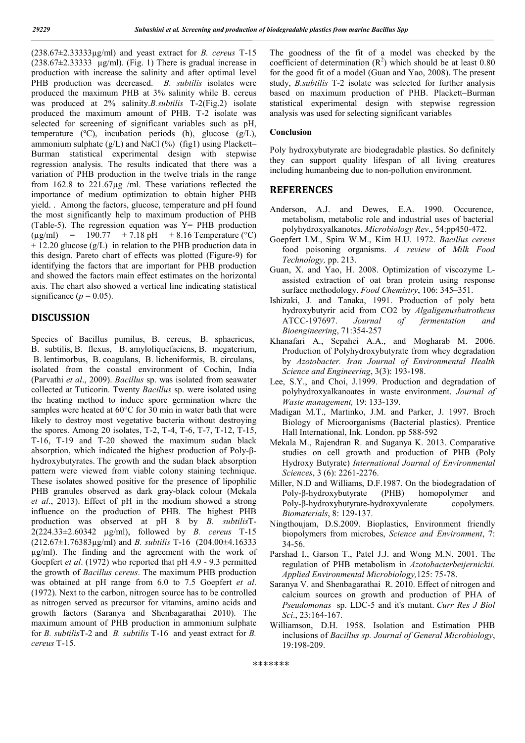(238.67±2.33333µg/ml) and yeast extract for *B. cereus* T-15 (238.67±2.33333 µg/ml). (Fig. 1) There is gradual increase in production with increase the salinity and after optimal level PHB production was decreased. *B. subtilis* isolates were produced the maximum PHB at 3% salinity while B. cereus was produced at 2% salinity.*B.subtilis* T-2(Fig.2) isolate produced the maximum amount of PHB. T-2 isolate was selected for screening of significant variables such as pH, temperature (ºC), incubation periods (h), glucose (g/L), ammonium sulphate (g/L) and NaCl (%) (fig1) using Plackett–Burman statistical experimental design with stepwise regression analysis. The results indicated that there was a variation of PHB production in the twelve trials in the range from 162.8 to 221.67µg /ml. These variations reflected the importance of medium optimization to obtain higher PHB yield. . Among the factors, glucose, temperature and pH found the most significantly help to maximum production of PHB (Table-5). The regression equation was Y= PHB production (µg/ml) = 190.77 + 7.18 pH + 8.16 Temperature (°C) + 12.20 glucose (g/L) in relation to the PHB production data in this design. Pareto chart of effects was plotted (Figure-9) for identifying the factors that are important for PHB production and showed the factors main effect estimates on the horizontal axis. The chart also showed a vertical line indicating statistical significance ($p = 0.05$).

## DISCUSSION

Species of Bacillus pumilus, B. cereus, B. sphaericus, B. subtilis, B. flexus, B. amyloliquefaciens, B. megaterium, B. lentimorbus, B. coagulans, B. licheniformis, B. circulans, isolated from the coastal environment of Cochin, India (Parvathi *et al*., 2009). *Bacillus* sp. was isolated from seawater collected at Tuticorin. Twenty *Bacillus* sp. were isolated using the heating method to induce spore germination where the samples were heated at 60°C for 30 min in water bath that were likely to destroy most vegetative bacteria without destroying the spores. Among 20 isolates, T-2, T-4, T-6, T-7, T-12, T-15, T-16, T-19 and T-20 showed the maximum sudan black absorption, which indicated the highest production of Poly-β-hydroxybutyrates. The growth and the sudan black absorption pattern were viewed from viable colony staining technique. These isolates showed positive for the presence of lipophilic PHB granules observed as dark gray-black colour (Mekala *et al*., 2013). Effect of pH in the medium showed a strong influence on the production of PHB. The highest PHB production was observed at pH 8 by *B. subtilis*T-2(224.33±2.60342 µg/ml), followed by *B. cereus* T-15 (212.67±1.76383µg/ml) and *B. subtilis* T-16 (204.00±4.16333 µg/ml). The finding and the agreement with the work of Goepfert *et al*. (1972) who reported that pH 4.9 - 9.3 permitted the growth of *Bacillus cereus*. The maximum PHB production was obtained at pH range from 6.0 to 7.5 Goepfert *et al*. (1972). Next to the carbon, nitrogen source has to be controlled as nitrogen served as precursor for vitamins, amino acids and growth factors (Saranya and Shenbagarathai 2010). The maximum amount of PHB production in ammonium sulphate for *B. subtilis*T-2 and *B. subtilis* T-16 and yeast extract for *B. cereus* T-15.

The goodness of the fit of a model was checked by the coefficient of determination ($R^2$) which should be at least 0.80 for the good fit of a model (Guan and Yao, 2008). The present study, *B.subtilis* T-2 isolate was selected for further analysis based on maximum production of PHB. Plackett–Burman statistical experimental design with stepwise regression analysis was used for selecting significant variables

### Conclusion

Poly hydroxybutyrate are biodegradable plastics. So definitely they can support quality lifespan of all living creatures including humanbeing due to non-pollution environment.

## REFERENCES

Anderson, A.J. and Dewes, E.A. 1990. Occurence, metabolism, metabolic role and industrial uses of bacterial polyhydroxyalkanotes. *Microbiology Rev*., 54:pp450-472.

Goepfert I.M., Spira W.M., Kim H.U. 1972. *Bacillus cereus* food poisoning organisms. *A review* of *Milk Food Technology,* pp. 213.

Guan, X. and Yao, H. 2008. Optimization of viscozyme L-assisted extraction of oat bran protein using response surface methodology. *Food Chemistry*, 106: 345–351.

Ishizaki, J. and Tanaka, 1991. Production of poly beta hydroxybutyrir acid from CO2 by *Algaligenusbutrothcus* ATCC-197697. *Journal of fermentation and Bioengineering*, 71:354-257

Khanafari A., Sepahei A.A., and Mogharab M. 2006. Production of Polyhydroxybutyrate from whey degradation by *Azotobacter. Iran Journal of Environmental Health Science and Engineering*, 3(3): 193-198.

Lee, S.Y., and Choi, J.1999. Production and degradation of polyhydroxyalkanoates in waste environment. *Journal of Waste management,* 19: 133-139.

Madigan M.T., Martinko, J.M. and Parker, J. 1997. Broch Biology of Microorganisms (Bacterial plastics). Prentice Hall International, Ink. London. pp 588-592

Mekala M., Rajendran R. and Suganya K. 2013. Comparative studies on cell growth and production of PHB (Poly Hydroxy Butyrate) *International Journal of Environmental Sciences*, 3 (6): 2261-2276.

Miller, N.D and Williams, D.F.1987. On the biodegradation of Poly-β-hydroxybutyrate (PHB) homopolymer and Poly-β-hydroxybutyrate-hydroxyvalerate copolymers. *Biomaterials*, 8: 129-137.

Ningthoujam, D.S.2009. Bioplastics, Environment friendly biopolymers from microbes, *Science and Environment*, 7: 34-56.

Parshad I., Garson T., Patel J.J. and Wong M.N. 2001. The regulation of PHB metabolism in *Azotobacterbeijernickii. Applied Environmental Microbiology,*125: 75-78.

Saranya V. and Shenbagarathai R. 2010. Effect of nitrogen and calcium sources on growth and production of PHA of *Pseudomonas* sp. LDC-5 and it's mutant. *Curr Res J Biol Sci*., 23:164-167.

Williamson, D.H. 1958. Isolation and Estimation PHB inclusions of *Bacillus sp. Journal of General Microbiology*, 19:198-209.

*******